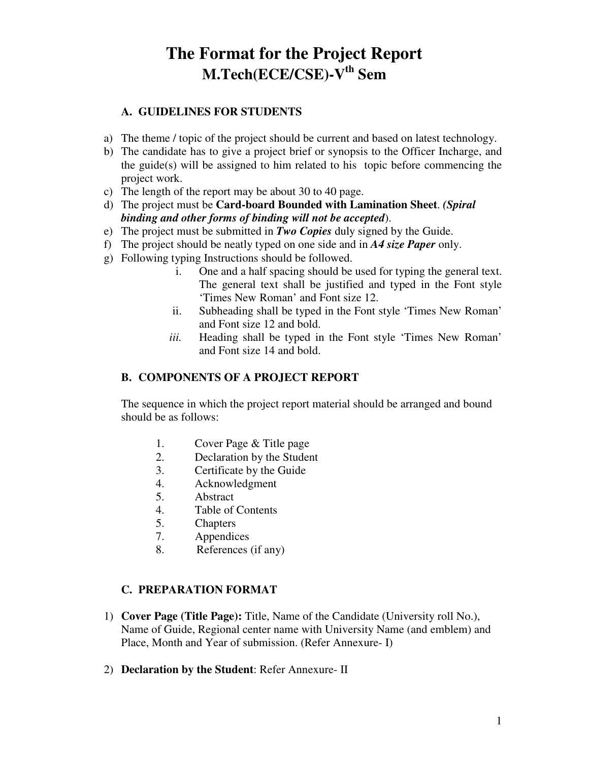# The Format for the Project Report
## M.Tech(ECE/CSE)-V$^{th}$ Sem

### A. GUIDELINES FOR STUDENTS

a) The theme / topic of the project should be current and based on latest technology.
b) The candidate has to give a project brief or synopsis to the Officer Incharge, and the guide(s) will be assigned to him related to his topic before commencing the project work.
c) The length of the report may be about 30 to 40 page.
d) The project must be **Card-board Bounded with Lamination Sheet**. ***(Spiral binding and other forms of binding will not be accepted***).
e) The project must be submitted in ***Two Copies*** duly signed by the Guide.
f) The project should be neatly typed on one side and in ***A4 size Paper*** only.
g) Following typing Instructions should be followed.
   i. One and a half spacing should be used for typing the general text. The general text shall be justified and typed in the Font style 'Times New Roman' and Font size 12.
   ii. Subheading shall be typed in the Font style 'Times New Roman' and Font size 12 and bold.
   *iii.* Heading shall be typed in the Font style 'Times New Roman' and Font size 14 and bold.

### B. COMPONENTS OF A PROJECT REPORT

The sequence in which the project report material should be arranged and bound should be as follows:

1. Cover Page & Title page
2. Declaration by the Student
3. Certificate by the Guide
4. Acknowledgment
5. Abstract
4. Table of Contents
5. Chapters
7. Appendices
8. References (if any)

### C. PREPARATION FORMAT

1) **Cover Page (Title Page):** Title, Name of the Candidate (University roll No.), Name of Guide, Regional center name with University Name (and emblem) and Place, Month and Year of submission. (Refer Annexure- I)

2) **Declaration by the Student**: Refer Annexure- II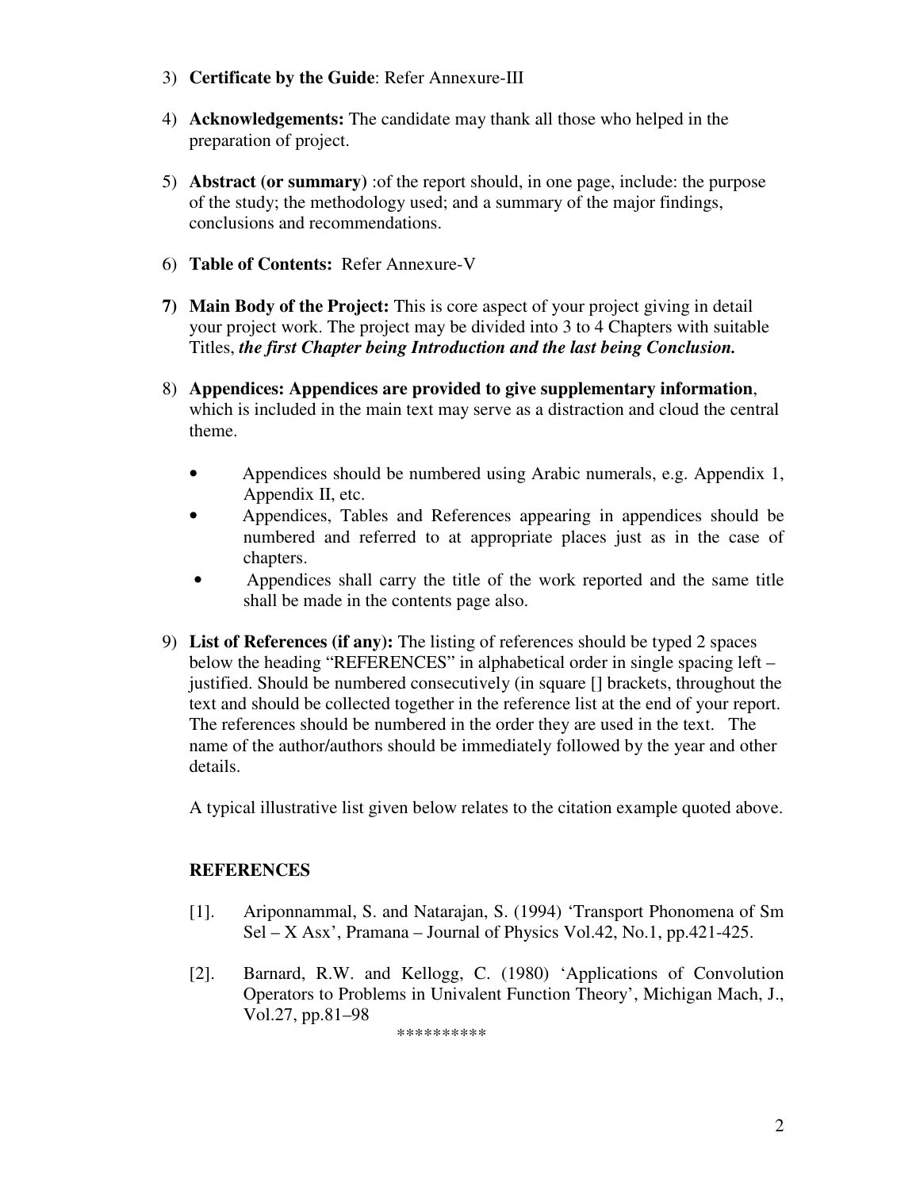3) **Certificate by the Guide**: Refer Annexure-III

4) **Acknowledgements:** The candidate may thank all those who helped in the preparation of project.

5) **Abstract (or summary)** :of the report should, in one page, include: the purpose of the study; the methodology used; and a summary of the major findings, conclusions and recommendations.

6) **Table of Contents:** Refer Annexure-V

7) **Main Body of the Project:** This is core aspect of your project giving in detail your project work. The project may be divided into 3 to 4 Chapters with suitable Titles, ***the first Chapter being Introduction and the last being Conclusion.***

8) **Appendices: Appendices are provided to give supplementary information**, which is included in the main text may serve as a distraction and cloud the central theme.

   - Appendices should be numbered using Arabic numerals, e.g. Appendix 1, Appendix II, etc.
   - Appendices, Tables and References appearing in appendices should be numbered and referred to at appropriate places just as in the case of chapters.
   - Appendices shall carry the title of the work reported and the same title shall be made in the contents page also.

9) **List of References (if any):** The listing of references should be typed 2 spaces below the heading "REFERENCES" in alphabetical order in single spacing left – justified. Should be numbered consecutively (in square [] brackets, throughout the text and should be collected together in the reference list at the end of your report. The references should be numbered in the order they are used in the text. The name of the author/authors should be immediately followed by the year and other details.

   A typical illustrative list given below relates to the citation example quoted above.

**REFERENCES**

[1]. Ariponnammal, S. and Natarajan, S. (1994) 'Transport Phonomena of Sm Sel – X Asx', Pramana – Journal of Physics Vol.42, No.1, pp.421-425.

[2]. Barnard, R.W. and Kellogg, C. (1980) 'Applications of Convolution Operators to Problems in Univalent Function Theory', Michigan Mach, J., Vol.27, pp.81–98

**********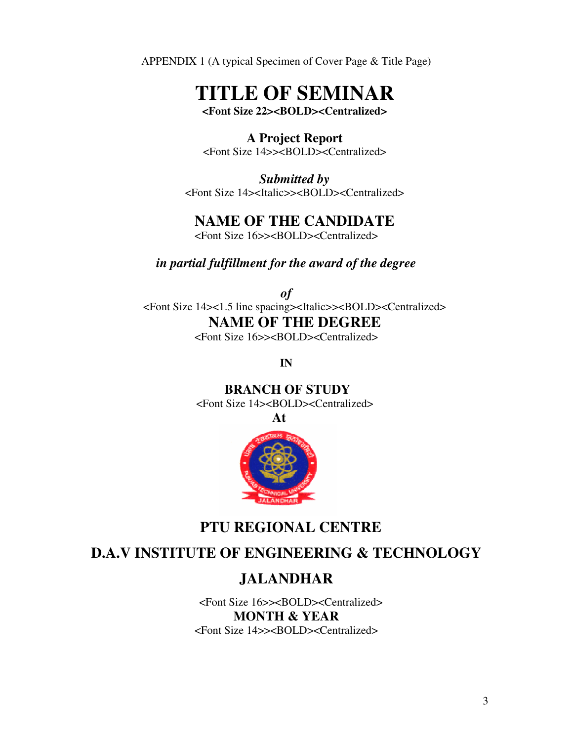APPENDIX 1 (A typical Specimen of Cover Page & Title Page)

# TITLE OF SEMINAR

**<Font Size 22><BOLD><Centralized>**

**A Project Report**

<Font Size 14>><BOLD><Centralized>

***Submitted by***

<Font Size 14><Italic>><BOLD><Centralized>

**NAME OF THE CANDIDATE**

<Font Size 16>><BOLD><Centralized>

***in partial fulfillment for the award of the degree***

***of***

<Font Size 14><1.5 line spacing><Italic>><BOLD><Centralized>

**NAME OF THE DEGREE**

<Font Size 16>><BOLD><Centralized>

**IN**

**BRANCH OF STUDY**

<Font Size 14><BOLD><Centralized>

**At**

**PTU REGIONAL CENTRE**

**D.A.V INSTITUTE OF ENGINEERING & TECHNOLOGY**

**JALANDHAR**

<Font Size 16>><BOLD><Centralized>

**MONTH & YEAR**

<Font Size 14>><BOLD><Centralized>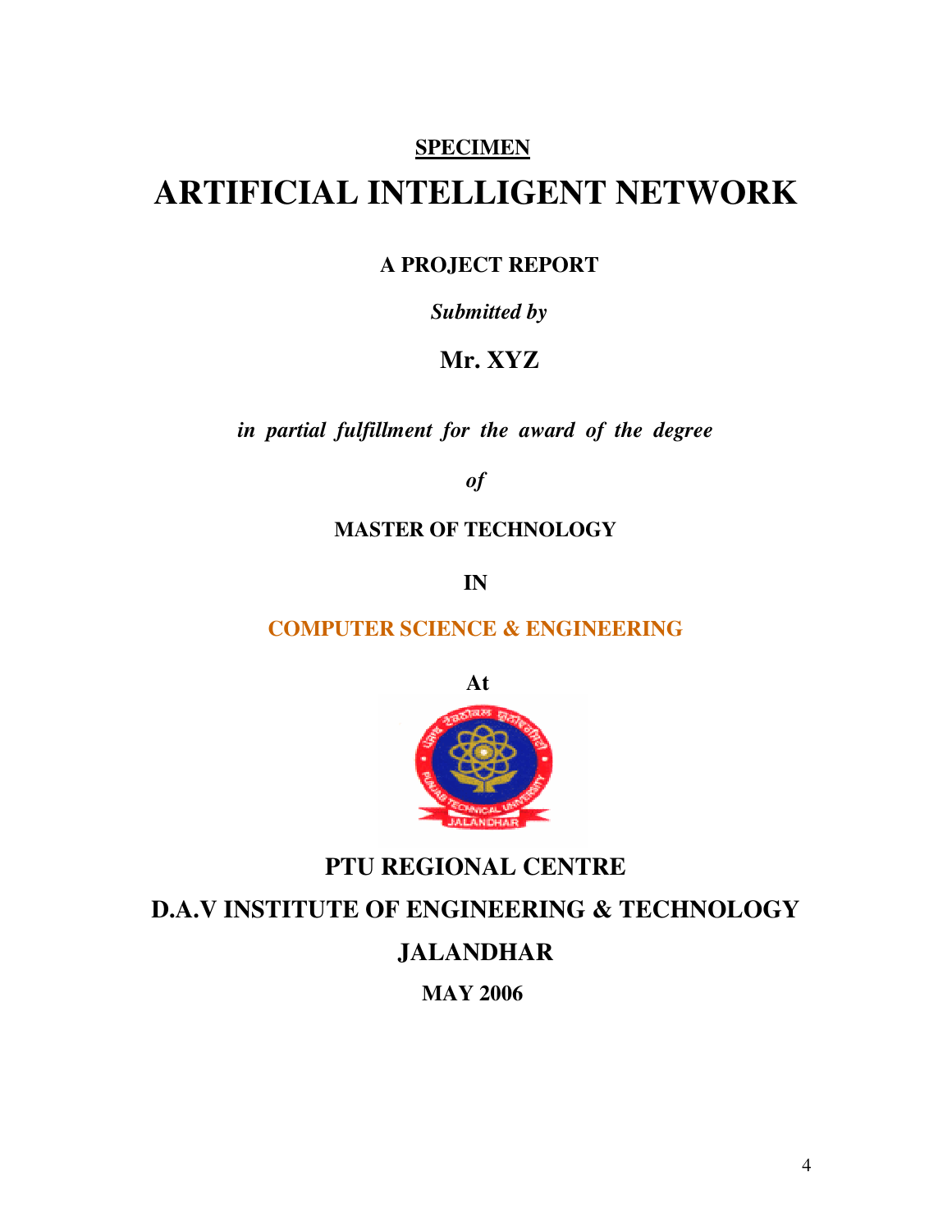**SPECIMEN**

# ARTIFICIAL INTELLIGENT NETWORK

**A PROJECT REPORT**

***Submitted by***

**Mr. XYZ**

***in partial fulfillment for the award of the degree***

***of***

**MASTER OF TECHNOLOGY**

**IN**

**COMPUTER SCIENCE & ENGINEERING**

**At**

**PTU REGIONAL CENTRE**

**D.A.V INSTITUTE OF ENGINEERING & TECHNOLOGY**

**JALANDHAR**

**MAY 2006**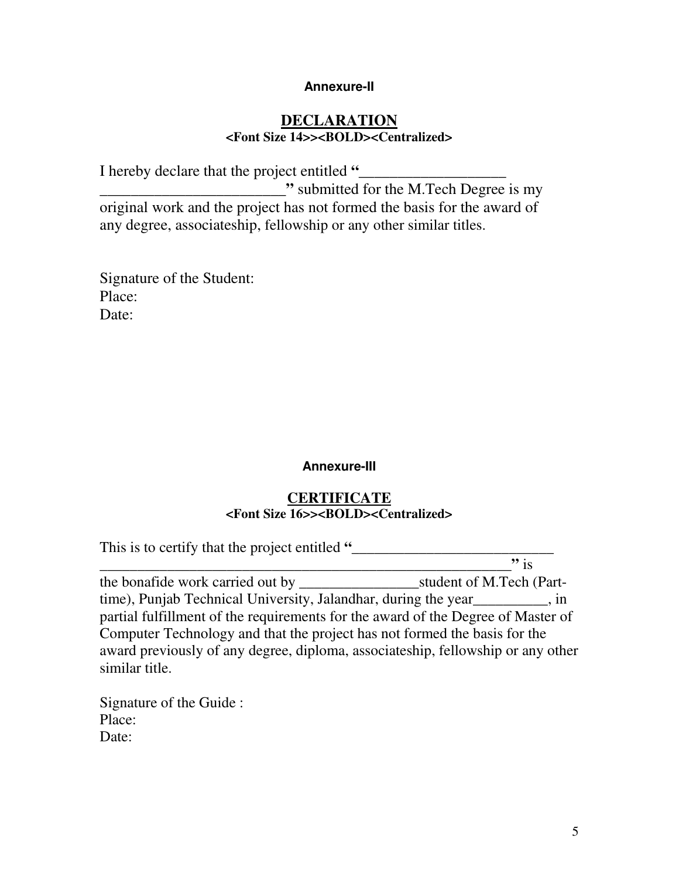**Annexure-II**

## DECLARATION

**<Font Size 14>><BOLD><Centralized>**

I hereby declare that the project entitled **"**__________________ ________________________**"** submitted for the M.Tech Degree is my original work and the project has not formed the basis for the award of any degree, associateship, fellowship or any other similar titles.

Signature of the Student:
Place:
Date:

**Annexure-III**

## CERTIFICATE

**<Font Size 16>><BOLD><Centralized>**

This is to certify that the project entitled **"**___________________________ __________________________________________________________**"** is the bonafide work carried out by ________________student of M.Tech (Part-time), Punjab Technical University, Jalandhar, during the year__________, in partial fulfillment of the requirements for the award of the Degree of Master of Computer Technology and that the project has not formed the basis for the award previously of any degree, diploma, associateship, fellowship or any other similar title.

Signature of the Guide :
Place:
Date: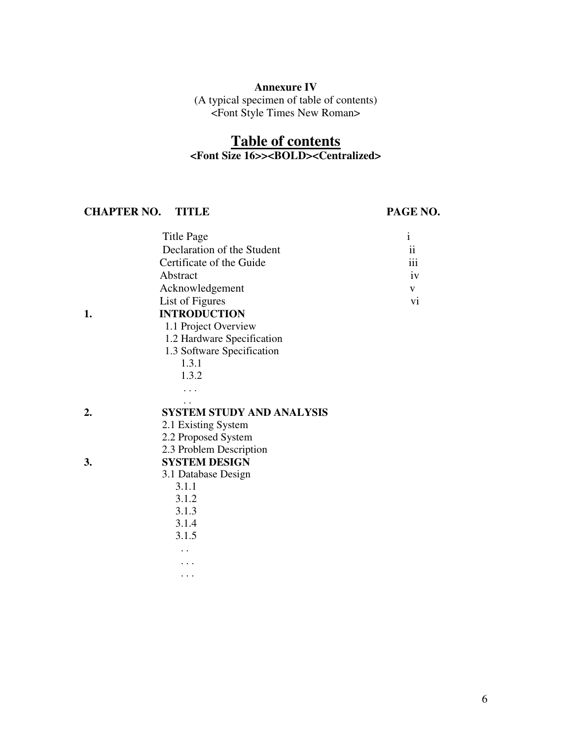**Annexure IV**

(A typical specimen of table of contents)

<Font Style Times New Roman>

# Table of contents

**<Font Size 16>><BOLD><Centralized>**

| **CHAPTER NO.** | **TITLE** | **PAGE NO.** |
|---|---|---|
| | Title Page | i |
| | Declaration of the Student | ii |
| | Certificate of the Guide | iii |
| | Abstract | iv |
| | Acknowledgement | v |
| | List of Figures | vi |
| **1.** | **INTRODUCTION** | |
| | 1.1 Project Overview | |
| | 1.2 Hardware Specification | |
| | 1.3 Software Specification | |
| | 1.3.1 | |
| | 1.3.2 | |
| | . . . | |
| | . . | |
| **2.** | **SYSTEM STUDY AND ANALYSIS** | |
| | 2.1 Existing System | |
| | 2.2 Proposed System | |
| | 2.3 Problem Description | |
| **3.** | **SYSTEM DESIGN** | |
| | 3.1 Database Design | |
| | 3.1.1 | |
| | 3.1.2 | |
| | 3.1.3 | |
| | 3.1.4 | |
| | 3.1.5 | |
| | . . | |
| | . . . | |
| | . . . | |